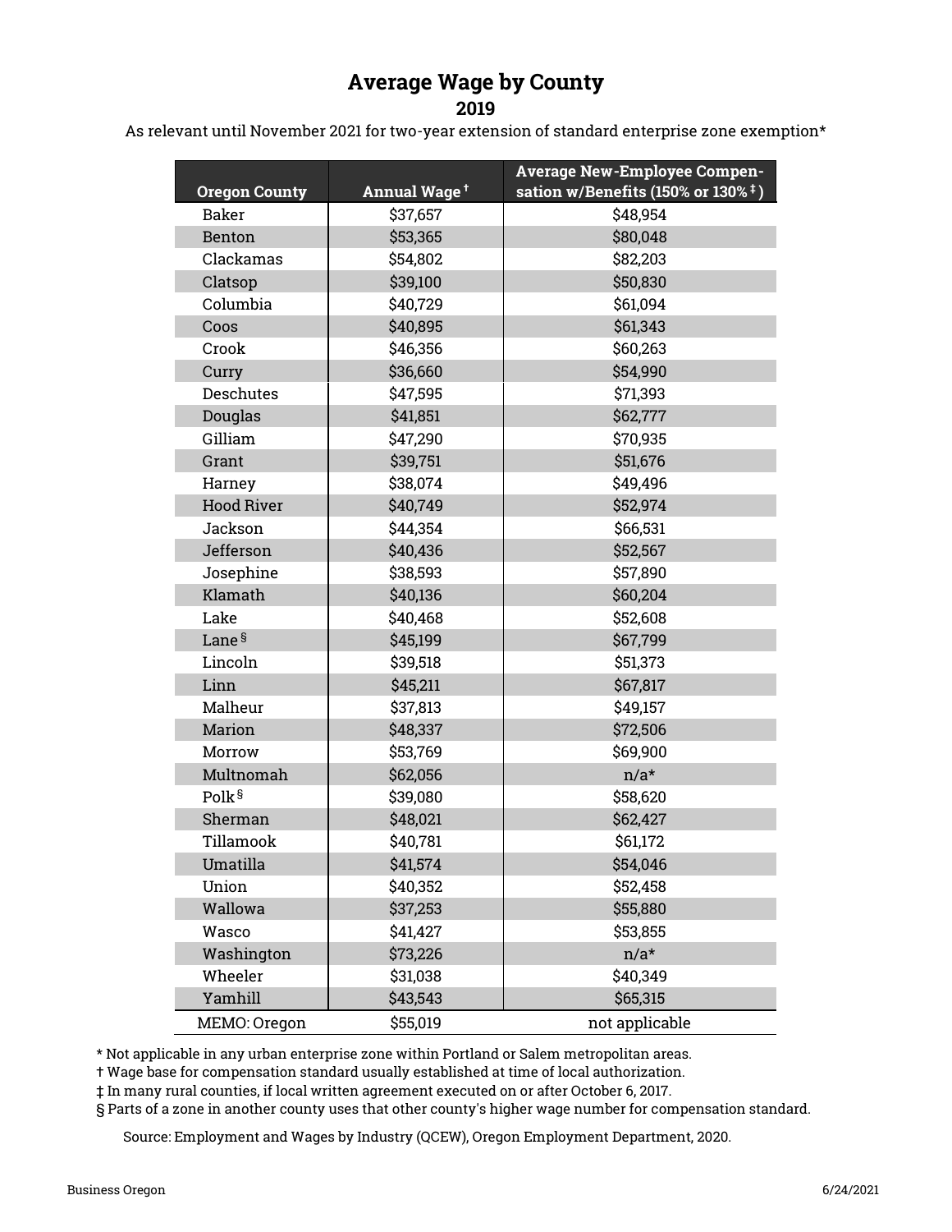# Average Wage by County

## 2019

As relevant until November 2021 for two-year extension of standard enterprise zone exemption*

| Oregon County | Annual Wage † | Average New-Employee Compensation w/Benefits (150% or 130% ‡ ) |
|---|---|---|
| Baker | $37,657 | $48,954 |
| Benton | $53,365 | $80,048 |
| Clackamas | $54,802 | $82,203 |
| Clatsop | $39,100 | $50,830 |
| Columbia | $40,729 | $61,094 |
| Coos | $40,895 | $61,343 |
| Crook | $46,356 | $60,263 |
| Curry | $36,660 | $54,990 |
| Deschutes | $47,595 | $71,393 |
| Douglas | $41,851 | $62,777 |
| Gilliam | $47,290 | $70,935 |
| Grant | $39,751 | $51,676 |
| Harney | $38,074 | $49,496 |
| Hood River | $40,749 | $52,974 |
| Jackson | $44,354 | $66,531 |
| Jefferson | $40,436 | $52,567 |
| Josephine | $38,593 | $57,890 |
| Klamath | $40,136 | $60,204 |
| Lake | $40,468 | $52,608 |
| Lane § | $45,199 | $67,799 |
| Lincoln | $39,518 | $51,373 |
| Linn | $45,211 | $67,817 |
| Malheur | $37,813 | $49,157 |
| Marion | $48,337 | $72,506 |
| Morrow | $53,769 | $69,900 |
| Multnomah | $62,056 | n/a* |
| Polk § | $39,080 | $58,620 |
| Sherman | $48,021 | $62,427 |
| Tillamook | $40,781 | $61,172 |
| Umatilla | $41,574 | $54,046 |
| Union | $40,352 | $52,458 |
| Wallowa | $37,253 | $55,880 |
| Wasco | $41,427 | $53,855 |
| Washington | $73,226 | n/a* |
| Wheeler | $31,038 | $40,349 |
| Yamhill | $43,543 | $65,315 |
| MEMO: Oregon | $55,019 | not applicable |

* Not applicable in any urban enterprise zone within Portland or Salem metropolitan areas.

† Wage base for compensation standard usually established at time of local authorization.

‡ In many rural counties, if local written agreement executed on or after October 6, 2017.

§ Parts of a zone in another county uses that other county's higher wage number for compensation standard.

Source: Employment and Wages by Industry (QCEW), Oregon Employment Department, 2020.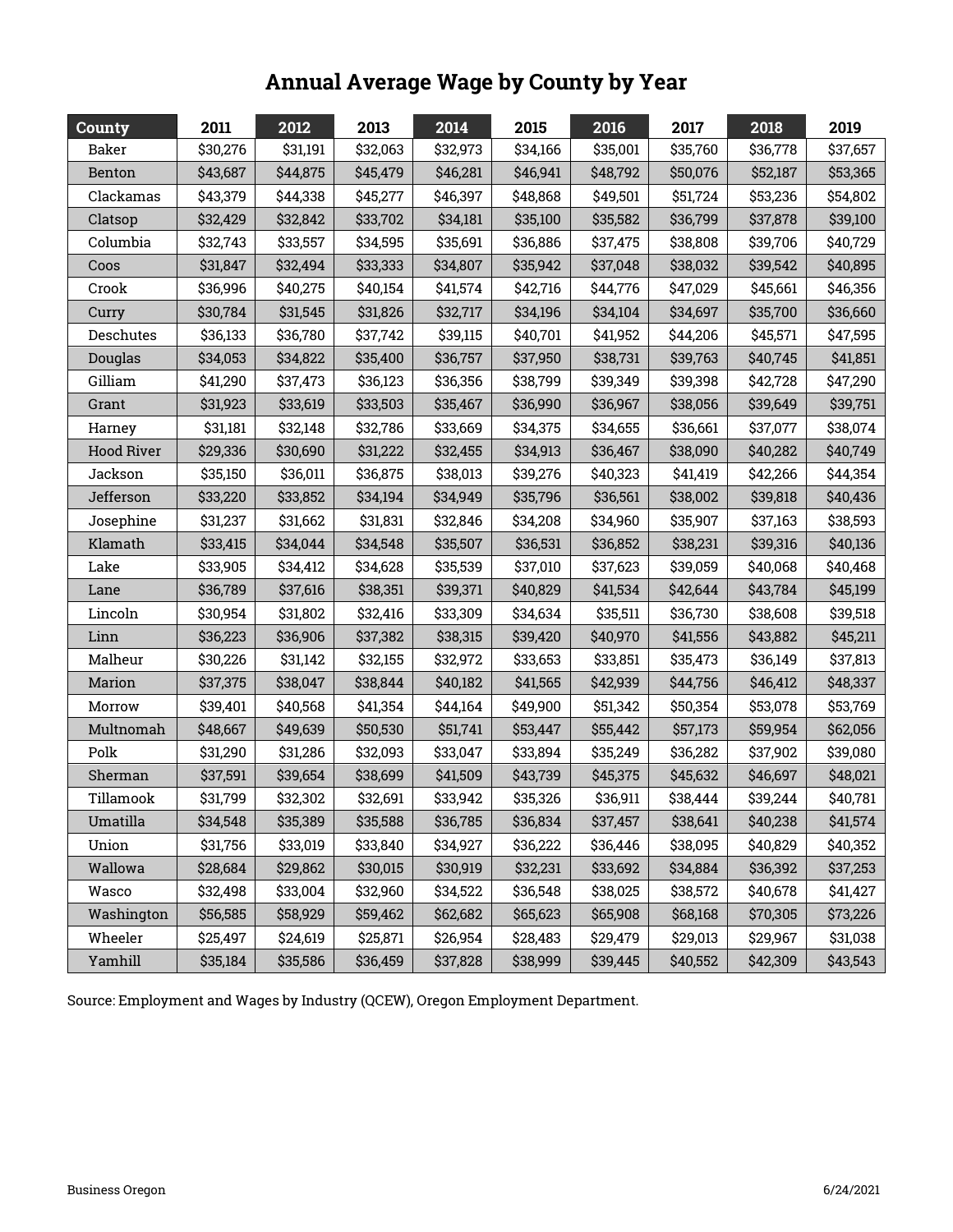# Annual Average Wage by County by Year

| County | 2011 | 2012 | 2013 | 2014 | 2015 | 2016 | 2017 | 2018 | 2019 |
|---|---|---|---|---|---|---|---|---|---|
| Baker | $30,276 | $31,191 | $32,063 | $32,973 | $34,166 | $35,001 | $35,760 | $36,778 | $37,657 |
| Benton | $43,687 | $44,875 | $45,479 | $46,281 | $46,941 | $48,792 | $50,076 | $52,187 | $53,365 |
| Clackamas | $43,379 | $44,338 | $45,277 | $46,397 | $48,868 | $49,501 | $51,724 | $53,236 | $54,802 |
| Clatsop | $32,429 | $32,842 | $33,702 | $34,181 | $35,100 | $35,582 | $36,799 | $37,878 | $39,100 |
| Columbia | $32,743 | $33,557 | $34,595 | $35,691 | $36,886 | $37,475 | $38,808 | $39,706 | $40,729 |
| Coos | $31,847 | $32,494 | $33,333 | $34,807 | $35,942 | $37,048 | $38,032 | $39,542 | $40,895 |
| Crook | $36,996 | $40,275 | $40,154 | $41,574 | $42,716 | $44,776 | $47,029 | $45,661 | $46,356 |
| Curry | $30,784 | $31,545 | $31,826 | $32,717 | $34,196 | $34,104 | $34,697 | $35,700 | $36,660 |
| Deschutes | $36,133 | $36,780 | $37,742 | $39,115 | $40,701 | $41,952 | $44,206 | $45,571 | $47,595 |
| Douglas | $34,053 | $34,822 | $35,400 | $36,757 | $37,950 | $38,731 | $39,763 | $40,745 | $41,851 |
| Gilliam | $41,290 | $37,473 | $36,123 | $36,356 | $38,799 | $39,349 | $39,398 | $42,728 | $47,290 |
| Grant | $31,923 | $33,619 | $33,503 | $35,467 | $36,990 | $36,967 | $38,056 | $39,649 | $39,751 |
| Harney | $31,181 | $32,148 | $32,786 | $33,669 | $34,375 | $34,655 | $36,661 | $37,077 | $38,074 |
| Hood River | $29,336 | $30,690 | $31,222 | $32,455 | $34,913 | $36,467 | $38,090 | $40,282 | $40,749 |
| Jackson | $35,150 | $36,011 | $36,875 | $38,013 | $39,276 | $40,323 | $41,419 | $42,266 | $44,354 |
| Jefferson | $33,220 | $33,852 | $34,194 | $34,949 | $35,796 | $36,561 | $38,002 | $39,818 | $40,436 |
| Josephine | $31,237 | $31,662 | $31,831 | $32,846 | $34,208 | $34,960 | $35,907 | $37,163 | $38,593 |
| Klamath | $33,415 | $34,044 | $34,548 | $35,507 | $36,531 | $36,852 | $38,231 | $39,316 | $40,136 |
| Lake | $33,905 | $34,412 | $34,628 | $35,539 | $37,010 | $37,623 | $39,059 | $40,068 | $40,468 |
| Lane | $36,789 | $37,616 | $38,351 | $39,371 | $40,829 | $41,534 | $42,644 | $43,784 | $45,199 |
| Lincoln | $30,954 | $31,802 | $32,416 | $33,309 | $34,634 | $35,511 | $36,730 | $38,608 | $39,518 |
| Linn | $36,223 | $36,906 | $37,382 | $38,315 | $39,420 | $40,970 | $41,556 | $43,882 | $45,211 |
| Malheur | $30,226 | $31,142 | $32,155 | $32,972 | $33,653 | $33,851 | $35,473 | $36,149 | $37,813 |
| Marion | $37,375 | $38,047 | $38,844 | $40,182 | $41,565 | $42,939 | $44,756 | $46,412 | $48,337 |
| Morrow | $39,401 | $40,568 | $41,354 | $44,164 | $49,900 | $51,342 | $50,354 | $53,078 | $53,769 |
| Multnomah | $48,667 | $49,639 | $50,530 | $51,741 | $53,447 | $55,442 | $57,173 | $59,954 | $62,056 |
| Polk | $31,290 | $31,286 | $32,093 | $33,047 | $33,894 | $35,249 | $36,282 | $37,902 | $39,080 |
| Sherman | $37,591 | $39,654 | $38,699 | $41,509 | $43,739 | $45,375 | $45,632 | $46,697 | $48,021 |
| Tillamook | $31,799 | $32,302 | $32,691 | $33,942 | $35,326 | $36,911 | $38,444 | $39,244 | $40,781 |
| Umatilla | $34,548 | $35,389 | $35,588 | $36,785 | $36,834 | $37,457 | $38,641 | $40,238 | $41,574 |
| Union | $31,756 | $33,019 | $33,840 | $34,927 | $36,222 | $36,446 | $38,095 | $40,829 | $40,352 |
| Wallowa | $28,684 | $29,862 | $30,015 | $30,919 | $32,231 | $33,692 | $34,884 | $36,392 | $37,253 |
| Wasco | $32,498 | $33,004 | $32,960 | $34,522 | $36,548 | $38,025 | $38,572 | $40,678 | $41,427 |
| Washington | $56,585 | $58,929 | $59,462 | $62,682 | $65,623 | $65,908 | $68,168 | $70,305 | $73,226 |
| Wheeler | $25,497 | $24,619 | $25,871 | $26,954 | $28,483 | $29,479 | $29,013 | $29,967 | $31,038 |
| Yamhill | $35,184 | $35,586 | $36,459 | $37,828 | $38,999 | $39,445 | $40,552 | $42,309 | $43,543 |

Source: Employment and Wages by Industry (QCEW), Oregon Employment Department.